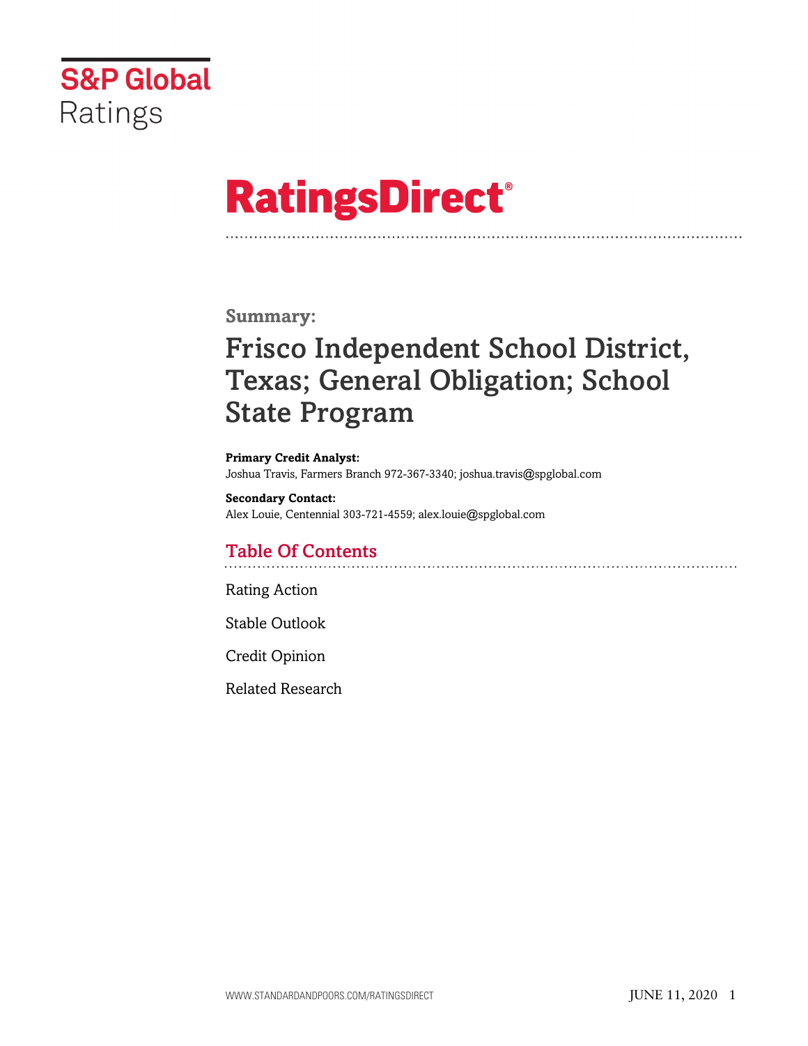S&P Global Ratings

# RatingsDirect®

## Summary:

# Frisco Independent School District, Texas; General Obligation; School State Program

**Primary Credit Analyst:**
Joshua Travis, Farmers Branch 972-367-3340; joshua.travis@spglobal.com

**Secondary Contact:**
Alex Louie, Centennial 303-721-4559; alex.louie@spglobal.com

## Table Of Contents

Rating Action

Stable Outlook

Credit Opinion

Related Research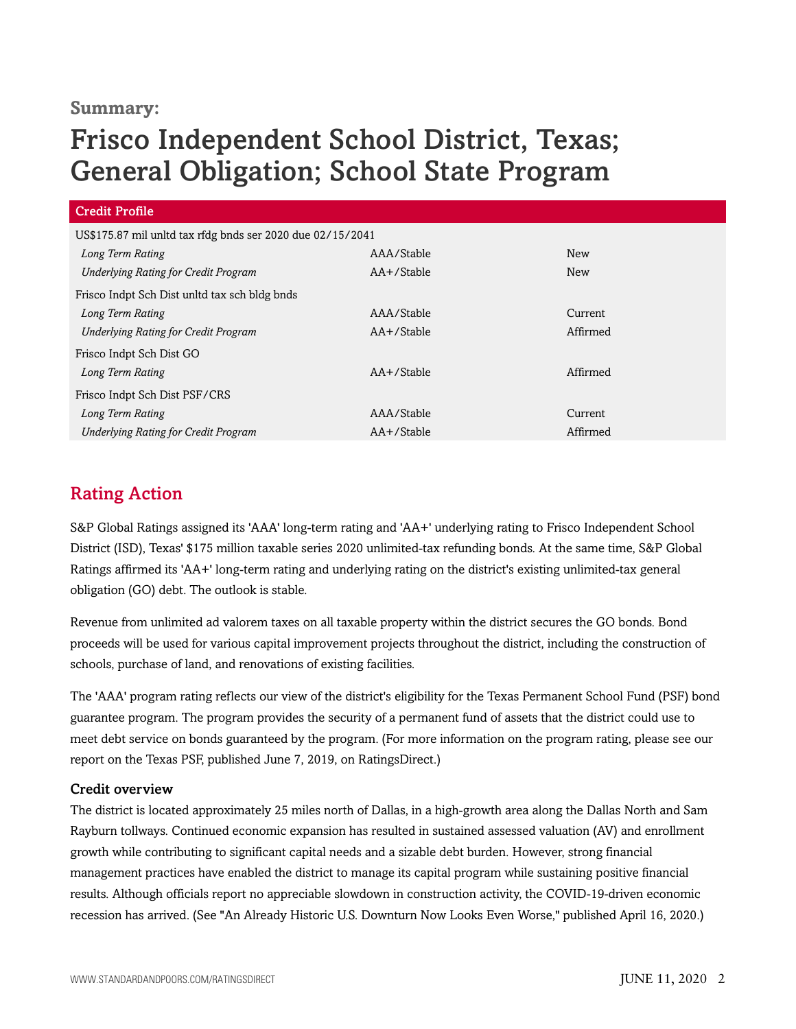## Summary:

# Frisco Independent School District, Texas; General Obligation; School State Program

| Credit Profile | | |
|---|---|---|
| US$175.87 mil unltd tax rfdg bnds ser 2020 due 02/15/2041 | | |
| *Long Term Rating* | AAA/Stable | New |
| *Underlying Rating for Credit Program* | AA+/Stable | New |
| Frisco Indpt Sch Dist unltd tax sch bldg bnds | | |
| *Long Term Rating* | AAA/Stable | Current |
| *Underlying Rating for Credit Program* | AA+/Stable | Affirmed |
| Frisco Indpt Sch Dist GO | | |
| *Long Term Rating* | AA+/Stable | Affirmed |
| Frisco Indpt Sch Dist PSF/CRS | | |
| *Long Term Rating* | AAA/Stable | Current |
| *Underlying Rating for Credit Program* | AA+/Stable | Affirmed |

## Rating Action

S&P Global Ratings assigned its 'AAA' long-term rating and 'AA+' underlying rating to Frisco Independent School District (ISD), Texas' $175 million taxable series 2020 unlimited-tax refunding bonds. At the same time, S&P Global Ratings affirmed its 'AA+' long-term rating and underlying rating on the district's existing unlimited-tax general obligation (GO) debt. The outlook is stable.

Revenue from unlimited ad valorem taxes on all taxable property within the district secures the GO bonds. Bond proceeds will be used for various capital improvement projects throughout the district, including the construction of schools, purchase of land, and renovations of existing facilities.

The 'AAA' program rating reflects our view of the district's eligibility for the Texas Permanent School Fund (PSF) bond guarantee program. The program provides the security of a permanent fund of assets that the district could use to meet debt service on bonds guaranteed by the program. (For more information on the program rating, please see our report on the Texas PSF, published June 7, 2019, on RatingsDirect.)

### Credit overview

The district is located approximately 25 miles north of Dallas, in a high-growth area along the Dallas North and Sam Rayburn tollways. Continued economic expansion has resulted in sustained assessed valuation (AV) and enrollment growth while contributing to significant capital needs and a sizable debt burden. However, strong financial management practices have enabled the district to manage its capital program while sustaining positive financial results. Although officials report no appreciable slowdown in construction activity, the COVID-19-driven economic recession has arrived. (See "An Already Historic U.S. Downturn Now Looks Even Worse," published April 16, 2020.)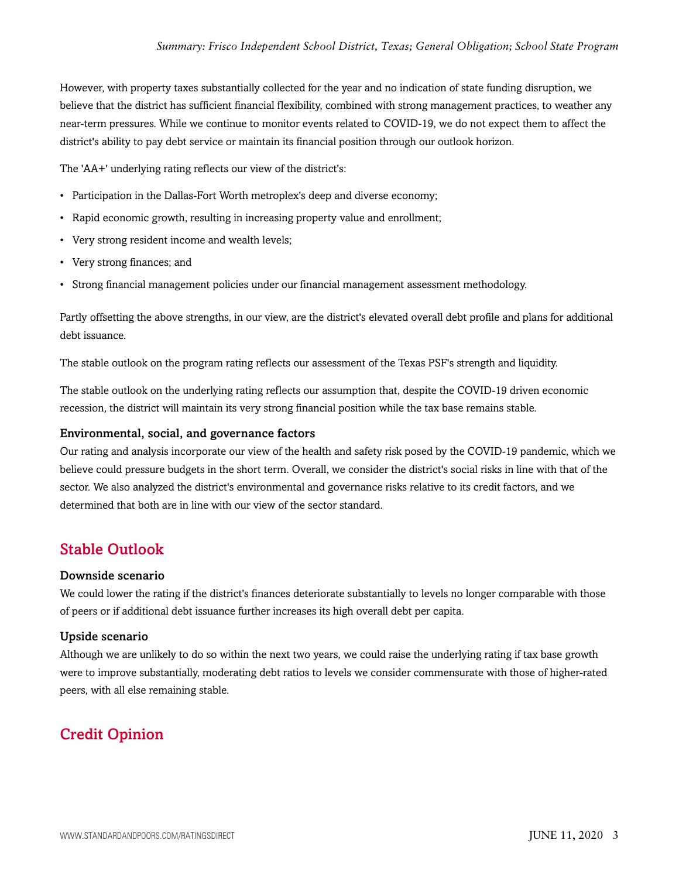However, with property taxes substantially collected for the year and no indication of state funding disruption, we believe that the district has sufficient financial flexibility, combined with strong management practices, to weather any near-term pressures. While we continue to monitor events related to COVID-19, we do not expect them to affect the district's ability to pay debt service or maintain its financial position through our outlook horizon.

The 'AA+' underlying rating reflects our view of the district's:

- Participation in the Dallas-Fort Worth metroplex's deep and diverse economy;
- Rapid economic growth, resulting in increasing property value and enrollment;
- Very strong resident income and wealth levels;
- Very strong finances; and
- Strong financial management policies under our financial management assessment methodology.

Partly offsetting the above strengths, in our view, are the district's elevated overall debt profile and plans for additional debt issuance.

The stable outlook on the program rating reflects our assessment of the Texas PSF's strength and liquidity.

The stable outlook on the underlying rating reflects our assumption that, despite the COVID-19 driven economic recession, the district will maintain its very strong financial position while the tax base remains stable.

### Environmental, social, and governance factors

Our rating and analysis incorporate our view of the health and safety risk posed by the COVID-19 pandemic, which we believe could pressure budgets in the short term. Overall, we consider the district's social risks in line with that of the sector. We also analyzed the district's environmental and governance risks relative to its credit factors, and we determined that both are in line with our view of the sector standard.

## Stable Outlook

### Downside scenario

We could lower the rating if the district's finances deteriorate substantially to levels no longer comparable with those of peers or if additional debt issuance further increases its high overall debt per capita.

### Upside scenario

Although we are unlikely to do so within the next two years, we could raise the underlying rating if tax base growth were to improve substantially, moderating debt ratios to levels we consider commensurate with those of higher-rated peers, with all else remaining stable.

## Credit Opinion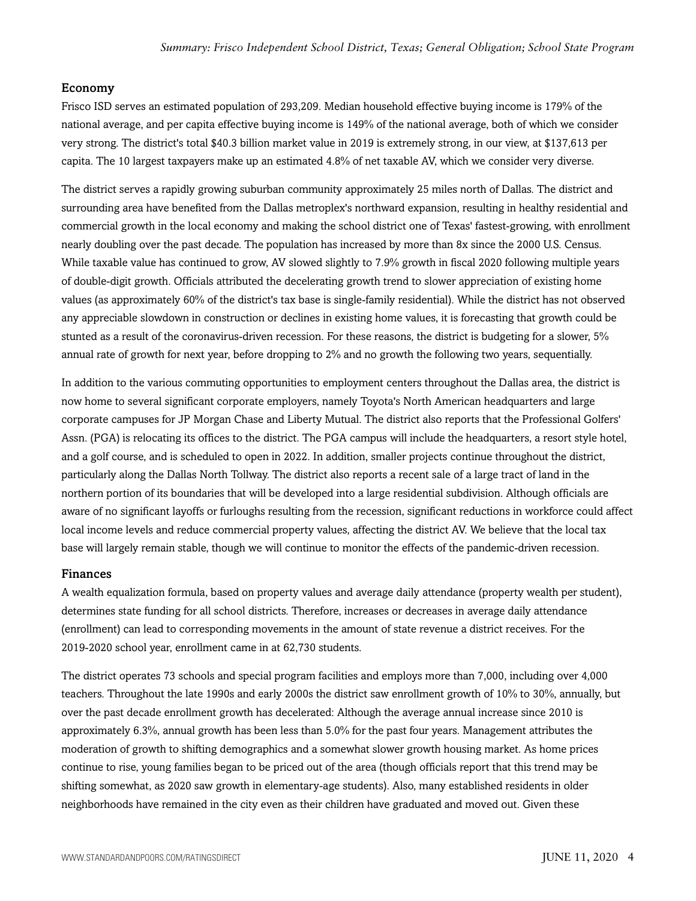## Economy

Frisco ISD serves an estimated population of 293,209. Median household effective buying income is 179% of the national average, and per capita effective buying income is 149% of the national average, both of which we consider very strong. The district's total $40.3 billion market value in 2019 is extremely strong, in our view, at $137,613 per capita. The 10 largest taxpayers make up an estimated 4.8% of net taxable AV, which we consider very diverse.

The district serves a rapidly growing suburban community approximately 25 miles north of Dallas. The district and surrounding area have benefited from the Dallas metroplex's northward expansion, resulting in healthy residential and commercial growth in the local economy and making the school district one of Texas' fastest-growing, with enrollment nearly doubling over the past decade. The population has increased by more than 8x since the 2000 U.S. Census. While taxable value has continued to grow, AV slowed slightly to 7.9% growth in fiscal 2020 following multiple years of double-digit growth. Officials attributed the decelerating growth trend to slower appreciation of existing home values (as approximately 60% of the district's tax base is single-family residential). While the district has not observed any appreciable slowdown in construction or declines in existing home values, it is forecasting that growth could be stunted as a result of the coronavirus-driven recession. For these reasons, the district is budgeting for a slower, 5% annual rate of growth for next year, before dropping to 2% and no growth the following two years, sequentially.

In addition to the various commuting opportunities to employment centers throughout the Dallas area, the district is now home to several significant corporate employers, namely Toyota's North American headquarters and large corporate campuses for JP Morgan Chase and Liberty Mutual. The district also reports that the Professional Golfers' Assn. (PGA) is relocating its offices to the district. The PGA campus will include the headquarters, a resort style hotel, and a golf course, and is scheduled to open in 2022. In addition, smaller projects continue throughout the district, particularly along the Dallas North Tollway. The district also reports a recent sale of a large tract of land in the northern portion of its boundaries that will be developed into a large residential subdivision. Although officials are aware of no significant layoffs or furloughs resulting from the recession, significant reductions in workforce could affect local income levels and reduce commercial property values, affecting the district AV. We believe that the local tax base will largely remain stable, though we will continue to monitor the effects of the pandemic-driven recession.

## Finances

A wealth equalization formula, based on property values and average daily attendance (property wealth per student), determines state funding for all school districts. Therefore, increases or decreases in average daily attendance (enrollment) can lead to corresponding movements in the amount of state revenue a district receives. For the 2019-2020 school year, enrollment came in at 62,730 students.

The district operates 73 schools and special program facilities and employs more than 7,000, including over 4,000 teachers. Throughout the late 1990s and early 2000s the district saw enrollment growth of 10% to 30%, annually, but over the past decade enrollment growth has decelerated: Although the average annual increase since 2010 is approximately 6.3%, annual growth has been less than 5.0% for the past four years. Management attributes the moderation of growth to shifting demographics and a somewhat slower growth housing market. As home prices continue to rise, young families began to be priced out of the area (though officials report that this trend may be shifting somewhat, as 2020 saw growth in elementary-age students). Also, many established residents in older neighborhoods have remained in the city even as their children have graduated and moved out. Given these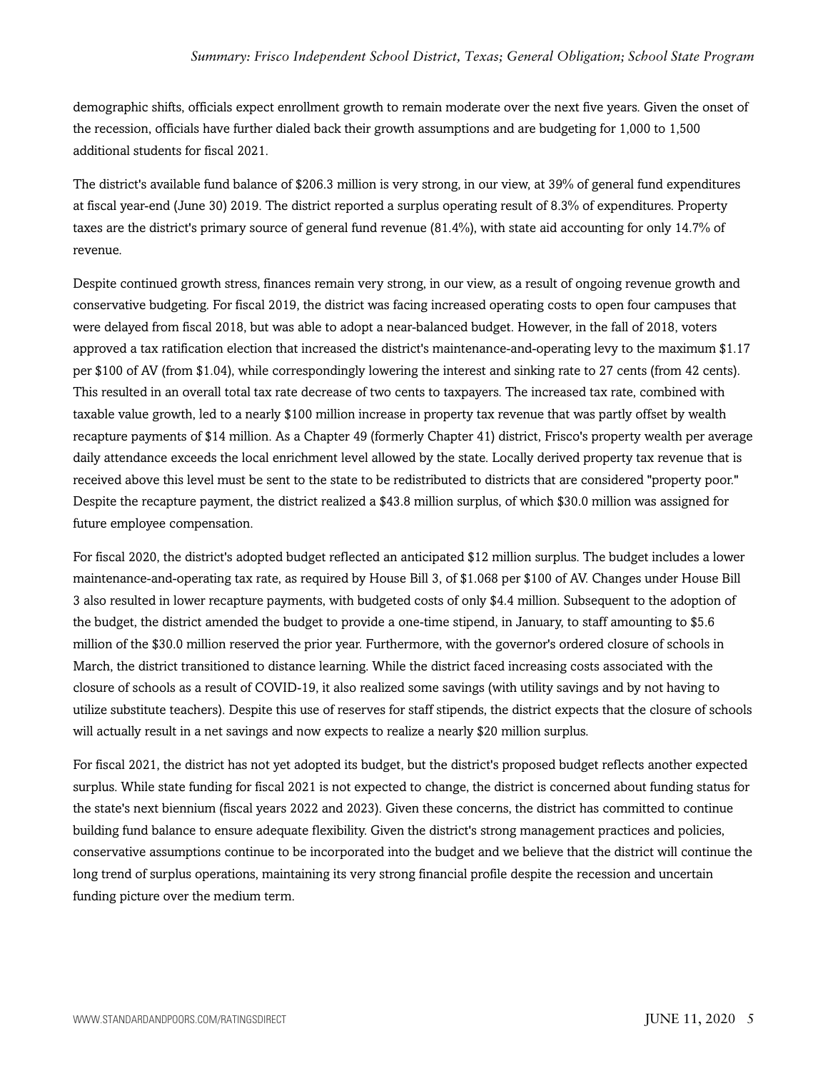demographic shifts, officials expect enrollment growth to remain moderate over the next five years. Given the onset of the recession, officials have further dialed back their growth assumptions and are budgeting for 1,000 to 1,500 additional students for fiscal 2021.

The district's available fund balance of $206.3 million is very strong, in our view, at 39% of general fund expenditures at fiscal year-end (June 30) 2019. The district reported a surplus operating result of 8.3% of expenditures. Property taxes are the district's primary source of general fund revenue (81.4%), with state aid accounting for only 14.7% of revenue.

Despite continued growth stress, finances remain very strong, in our view, as a result of ongoing revenue growth and conservative budgeting. For fiscal 2019, the district was facing increased operating costs to open four campuses that were delayed from fiscal 2018, but was able to adopt a near-balanced budget. However, in the fall of 2018, voters approved a tax ratification election that increased the district's maintenance-and-operating levy to the maximum $1.17 per $100 of AV (from $1.04), while correspondingly lowering the interest and sinking rate to 27 cents (from 42 cents). This resulted in an overall total tax rate decrease of two cents to taxpayers. The increased tax rate, combined with taxable value growth, led to a nearly $100 million increase in property tax revenue that was partly offset by wealth recapture payments of $14 million. As a Chapter 49 (formerly Chapter 41) district, Frisco's property wealth per average daily attendance exceeds the local enrichment level allowed by the state. Locally derived property tax revenue that is received above this level must be sent to the state to be redistributed to districts that are considered "property poor." Despite the recapture payment, the district realized a $43.8 million surplus, of which $30.0 million was assigned for future employee compensation.

For fiscal 2020, the district's adopted budget reflected an anticipated $12 million surplus. The budget includes a lower maintenance-and-operating tax rate, as required by House Bill 3, of $1.068 per $100 of AV. Changes under House Bill 3 also resulted in lower recapture payments, with budgeted costs of only $4.4 million. Subsequent to the adoption of the budget, the district amended the budget to provide a one-time stipend, in January, to staff amounting to $5.6 million of the $30.0 million reserved the prior year. Furthermore, with the governor's ordered closure of schools in March, the district transitioned to distance learning. While the district faced increasing costs associated with the closure of schools as a result of COVID-19, it also realized some savings (with utility savings and by not having to utilize substitute teachers). Despite this use of reserves for staff stipends, the district expects that the closure of schools will actually result in a net savings and now expects to realize a nearly $20 million surplus.

For fiscal 2021, the district has not yet adopted its budget, but the district's proposed budget reflects another expected surplus. While state funding for fiscal 2021 is not expected to change, the district is concerned about funding status for the state's next biennium (fiscal years 2022 and 2023). Given these concerns, the district has committed to continue building fund balance to ensure adequate flexibility. Given the district's strong management practices and policies, conservative assumptions continue to be incorporated into the budget and we believe that the district will continue the long trend of surplus operations, maintaining its very strong financial profile despite the recession and uncertain funding picture over the medium term.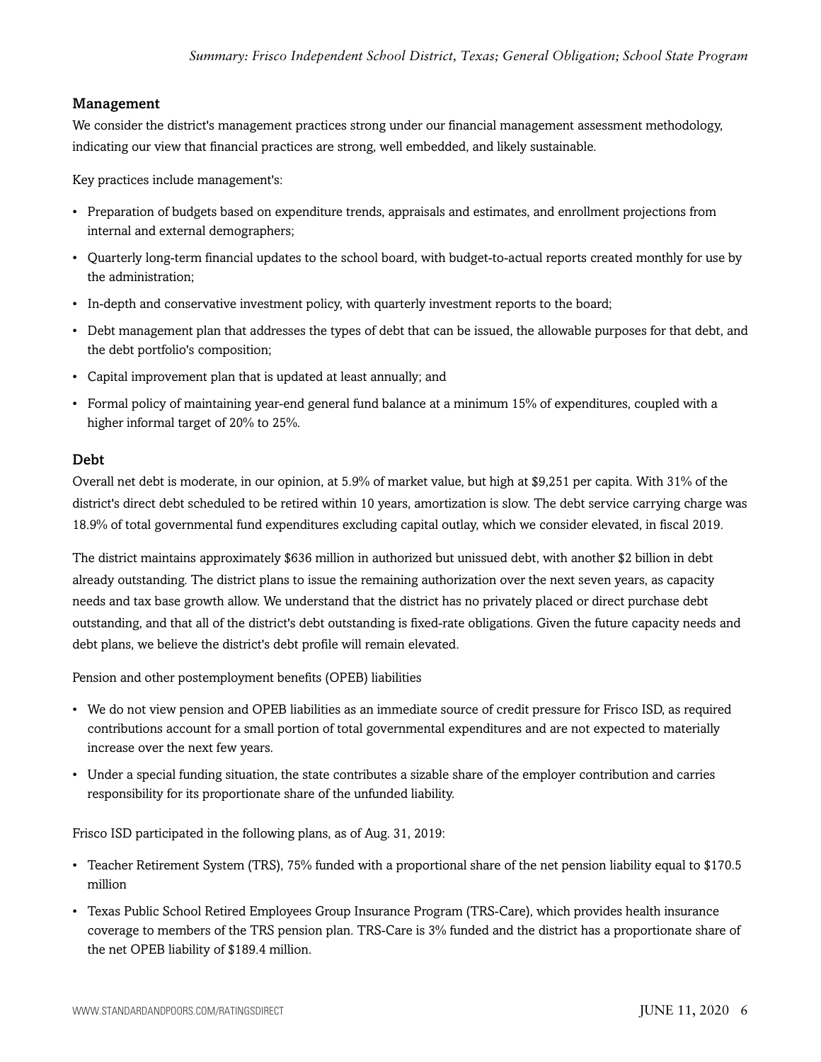### Management

We consider the district's management practices strong under our financial management assessment methodology, indicating our view that financial practices are strong, well embedded, and likely sustainable.

Key practices include management's:

- Preparation of budgets based on expenditure trends, appraisals and estimates, and enrollment projections from internal and external demographers;
- Quarterly long-term financial updates to the school board, with budget-to-actual reports created monthly for use by the administration;
- In-depth and conservative investment policy, with quarterly investment reports to the board;
- Debt management plan that addresses the types of debt that can be issued, the allowable purposes for that debt, and the debt portfolio's composition;
- Capital improvement plan that is updated at least annually; and
- Formal policy of maintaining year-end general fund balance at a minimum 15% of expenditures, coupled with a higher informal target of 20% to 25%.

### Debt

Overall net debt is moderate, in our opinion, at 5.9% of market value, but high at $9,251 per capita. With 31% of the district's direct debt scheduled to be retired within 10 years, amortization is slow. The debt service carrying charge was 18.9% of total governmental fund expenditures excluding capital outlay, which we consider elevated, in fiscal 2019.

The district maintains approximately $636 million in authorized but unissued debt, with another $2 billion in debt already outstanding. The district plans to issue the remaining authorization over the next seven years, as capacity needs and tax base growth allow. We understand that the district has no privately placed or direct purchase debt outstanding, and that all of the district's debt outstanding is fixed-rate obligations. Given the future capacity needs and debt plans, we believe the district's debt profile will remain elevated.

Pension and other postemployment benefits (OPEB) liabilities

- We do not view pension and OPEB liabilities as an immediate source of credit pressure for Frisco ISD, as required contributions account for a small portion of total governmental expenditures and are not expected to materially increase over the next few years.
- Under a special funding situation, the state contributes a sizable share of the employer contribution and carries responsibility for its proportionate share of the unfunded liability.

Frisco ISD participated in the following plans, as of Aug. 31, 2019:

- Teacher Retirement System (TRS), 75% funded with a proportional share of the net pension liability equal to $170.5 million
- Texas Public School Retired Employees Group Insurance Program (TRS-Care), which provides health insurance coverage to members of the TRS pension plan. TRS-Care is 3% funded and the district has a proportionate share of the net OPEB liability of $189.4 million.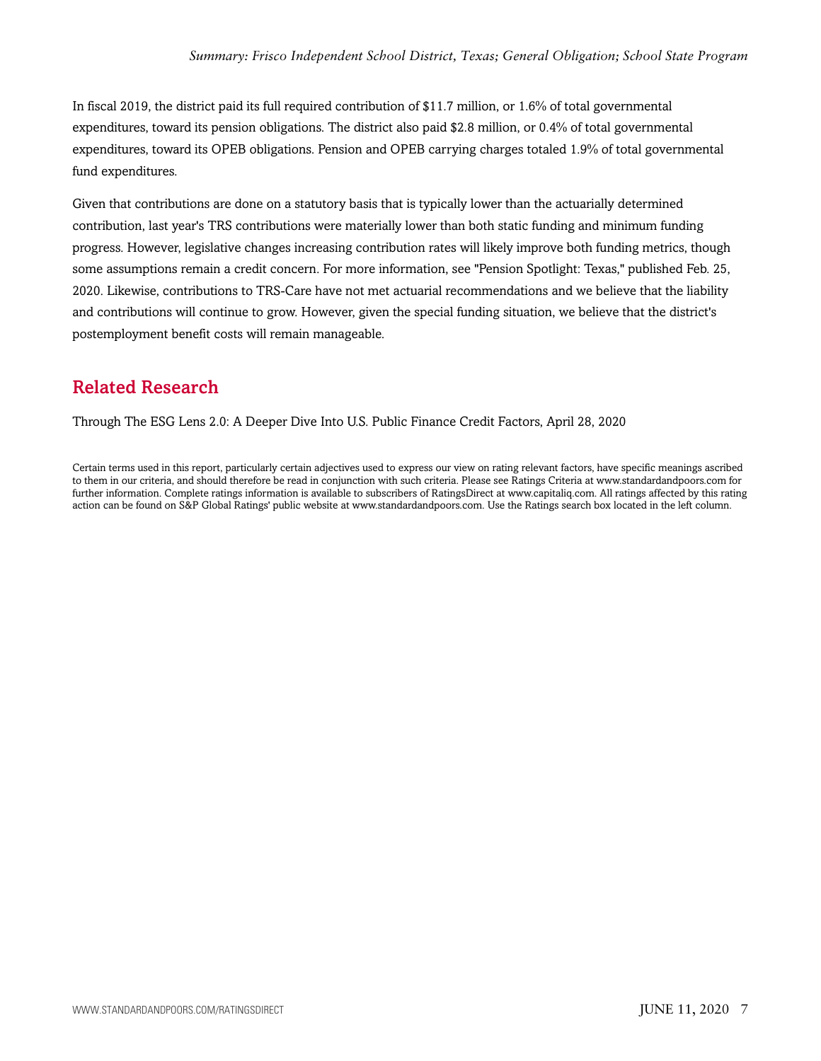In fiscal 2019, the district paid its full required contribution of $11.7 million, or 1.6% of total governmental expenditures, toward its pension obligations. The district also paid $2.8 million, or 0.4% of total governmental expenditures, toward its OPEB obligations. Pension and OPEB carrying charges totaled 1.9% of total governmental fund expenditures.

Given that contributions are done on a statutory basis that is typically lower than the actuarially determined contribution, last year's TRS contributions were materially lower than both static funding and minimum funding progress. However, legislative changes increasing contribution rates will likely improve both funding metrics, though some assumptions remain a credit concern. For more information, see "Pension Spotlight: Texas," published Feb. 25, 2020. Likewise, contributions to TRS-Care have not met actuarial recommendations and we believe that the liability and contributions will continue to grow. However, given the special funding situation, we believe that the district's postemployment benefit costs will remain manageable.

## Related Research

Through The ESG Lens 2.0: A Deeper Dive Into U.S. Public Finance Credit Factors, April 28, 2020

Certain terms used in this report, particularly certain adjectives used to express our view on rating relevant factors, have specific meanings ascribed to them in our criteria, and should therefore be read in conjunction with such criteria. Please see Ratings Criteria at www.standardandpoors.com for further information. Complete ratings information is available to subscribers of RatingsDirect at www.capitaliq.com. All ratings affected by this rating action can be found on S&P Global Ratings' public website at www.standardandpoors.com. Use the Ratings search box located in the left column.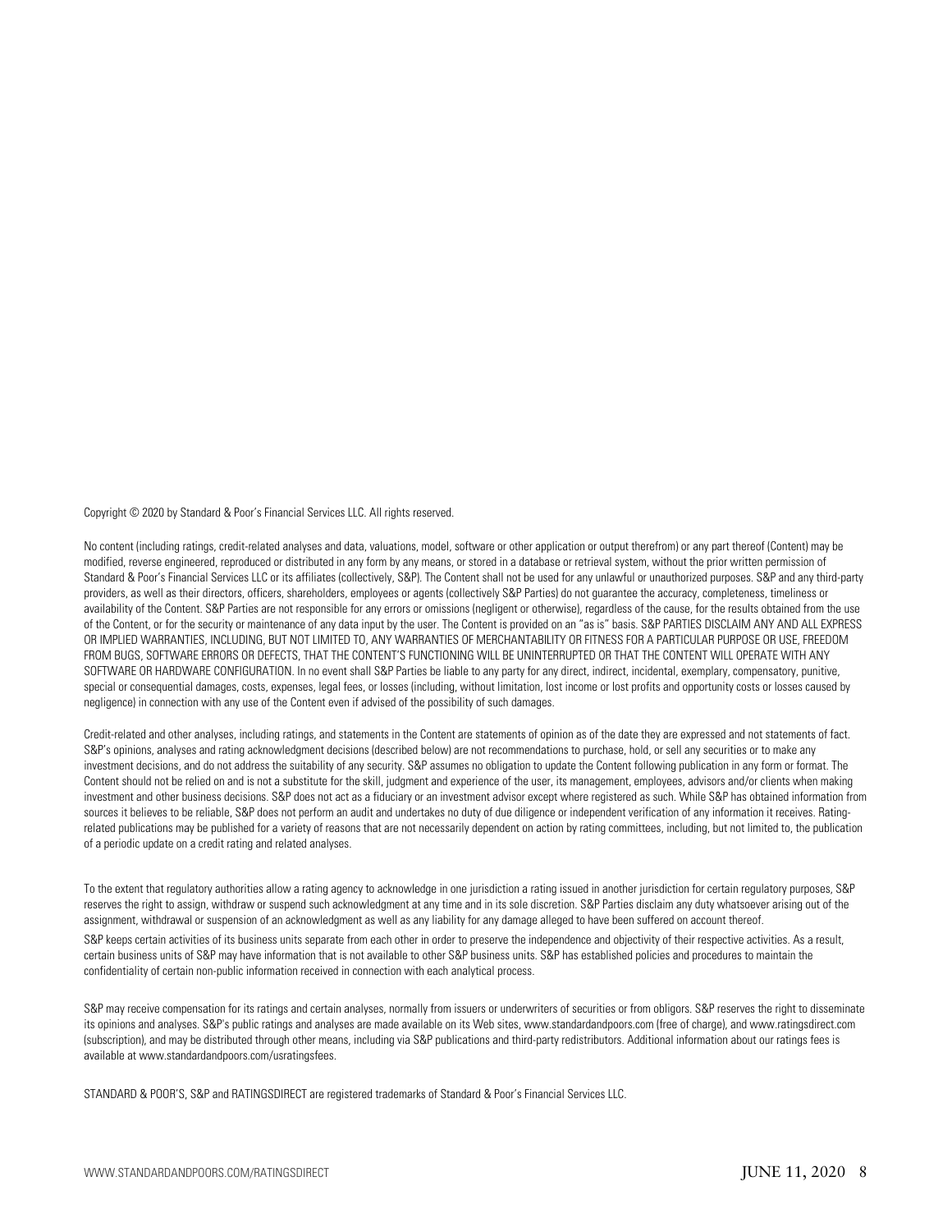Copyright © 2020 by Standard & Poor's Financial Services LLC. All rights reserved.

No content (including ratings, credit-related analyses and data, valuations, model, software or other application or output therefrom) or any part thereof (Content) may be modified, reverse engineered, reproduced or distributed in any form by any means, or stored in a database or retrieval system, without the prior written permission of Standard & Poor's Financial Services LLC or its affiliates (collectively, S&P). The Content shall not be used for any unlawful or unauthorized purposes. S&P and any third-party providers, as well as their directors, officers, shareholders, employees or agents (collectively S&P Parties) do not guarantee the accuracy, completeness, timeliness or availability of the Content. S&P Parties are not responsible for any errors or omissions (negligent or otherwise), regardless of the cause, for the results obtained from the use of the Content, or for the security or maintenance of any data input by the user. The Content is provided on an "as is" basis. S&P PARTIES DISCLAIM ANY AND ALL EXPRESS OR IMPLIED WARRANTIES, INCLUDING, BUT NOT LIMITED TO, ANY WARRANTIES OF MERCHANTABILITY OR FITNESS FOR A PARTICULAR PURPOSE OR USE, FREEDOM FROM BUGS, SOFTWARE ERRORS OR DEFECTS, THAT THE CONTENT'S FUNCTIONING WILL BE UNINTERRUPTED OR THAT THE CONTENT WILL OPERATE WITH ANY SOFTWARE OR HARDWARE CONFIGURATION. In no event shall S&P Parties be liable to any party for any direct, indirect, incidental, exemplary, compensatory, punitive, special or consequential damages, costs, expenses, legal fees, or losses (including, without limitation, lost income or lost profits and opportunity costs or losses caused by negligence) in connection with any use of the Content even if advised of the possibility of such damages.

Credit-related and other analyses, including ratings, and statements in the Content are statements of opinion as of the date they are expressed and not statements of fact. S&P's opinions, analyses and rating acknowledgment decisions (described below) are not recommendations to purchase, hold, or sell any securities or to make any investment decisions, and do not address the suitability of any security. S&P assumes no obligation to update the Content following publication in any form or format. The Content should not be relied on and is not a substitute for the skill, judgment and experience of the user, its management, employees, advisors and/or clients when making investment and other business decisions. S&P does not act as a fiduciary or an investment advisor except where registered as such. While S&P has obtained information from sources it believes to be reliable, S&P does not perform an audit and undertakes no duty of due diligence or independent verification of any information it receives. Rating-related publications may be published for a variety of reasons that are not necessarily dependent on action by rating committees, including, but not limited to, the publication of a periodic update on a credit rating and related analyses.

To the extent that regulatory authorities allow a rating agency to acknowledge in one jurisdiction a rating issued in another jurisdiction for certain regulatory purposes, S&P reserves the right to assign, withdraw or suspend such acknowledgment at any time and in its sole discretion. S&P Parties disclaim any duty whatsoever arising out of the assignment, withdrawal or suspension of an acknowledgment as well as any liability for any damage alleged to have been suffered on account thereof.

S&P keeps certain activities of its business units separate from each other in order to preserve the independence and objectivity of their respective activities. As a result, certain business units of S&P may have information that is not available to other S&P business units. S&P has established policies and procedures to maintain the confidentiality of certain non-public information received in connection with each analytical process.

S&P may receive compensation for its ratings and certain analyses, normally from issuers or underwriters of securities or from obligors. S&P reserves the right to disseminate its opinions and analyses. S&P's public ratings and analyses are made available on its Web sites, www.standardandpoors.com (free of charge), and www.ratingsdirect.com (subscription), and may be distributed through other means, including via S&P publications and third-party redistributors. Additional information about our ratings fees is available at www.standardandpoors.com/usratingsfees.

STANDARD & POOR'S, S&P and RATINGSDIRECT are registered trademarks of Standard & Poor's Financial Services LLC.